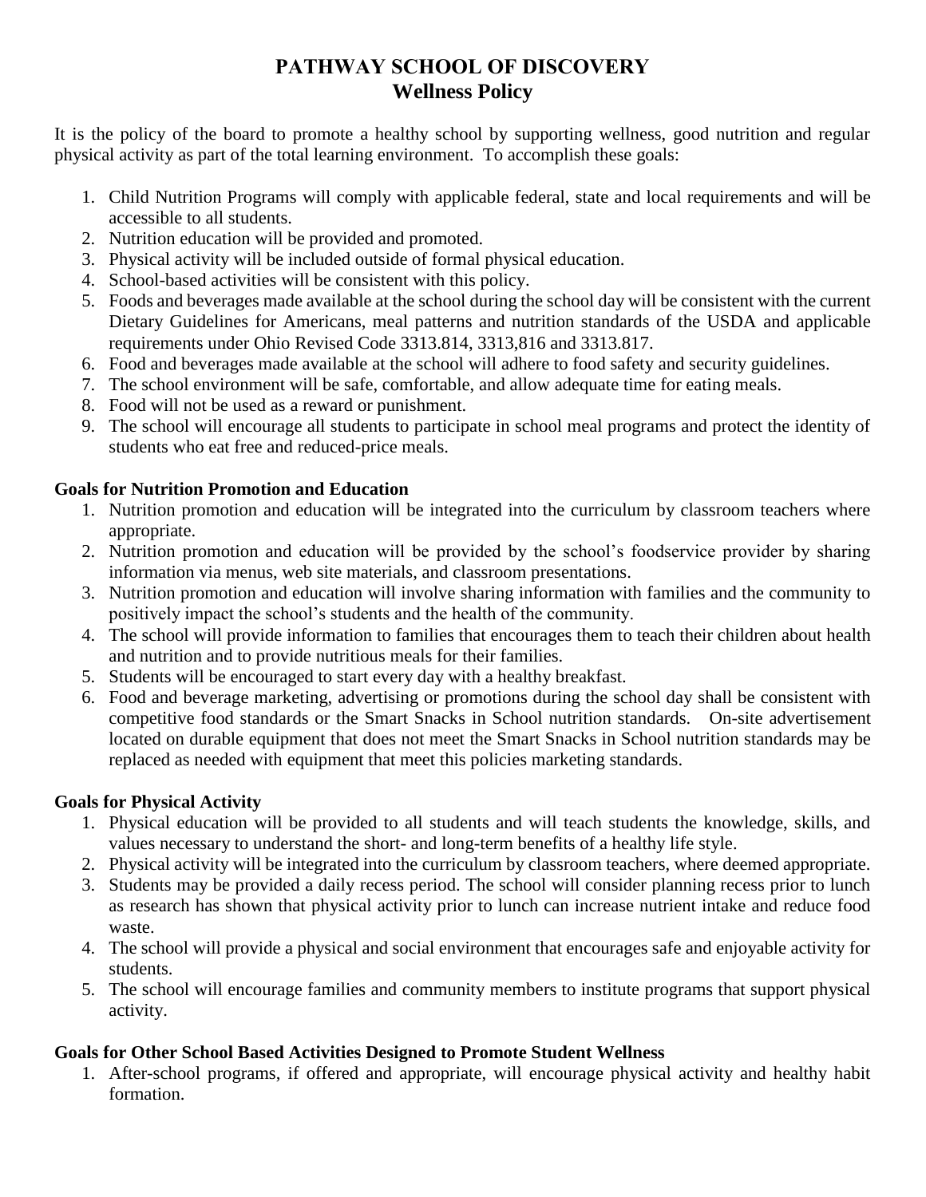# PATHWAY SCHOOL OF DISCOVERY
## Wellness Policy

It is the policy of the board to promote a healthy school by supporting wellness, good nutrition and regular physical activity as part of the total learning environment. To accomplish these goals:

1. Child Nutrition Programs will comply with applicable federal, state and local requirements and will be accessible to all students.
2. Nutrition education will be provided and promoted.
3. Physical activity will be included outside of formal physical education.
4. School-based activities will be consistent with this policy.
5. Foods and beverages made available at the school during the school day will be consistent with the current Dietary Guidelines for Americans, meal patterns and nutrition standards of the USDA and applicable requirements under Ohio Revised Code 3313.814, 3313,816 and 3313.817.
6. Food and beverages made available at the school will adhere to food safety and security guidelines.
7. The school environment will be safe, comfortable, and allow adequate time for eating meals.
8. Food will not be used as a reward or punishment.
9. The school will encourage all students to participate in school meal programs and protect the identity of students who eat free and reduced-price meals.

**Goals for Nutrition Promotion and Education**

1. Nutrition promotion and education will be integrated into the curriculum by classroom teachers where appropriate.
2. Nutrition promotion and education will be provided by the school's foodservice provider by sharing information via menus, web site materials, and classroom presentations.
3. Nutrition promotion and education will involve sharing information with families and the community to positively impact the school's students and the health of the community.
4. The school will provide information to families that encourages them to teach their children about health and nutrition and to provide nutritious meals for their families.
5. Students will be encouraged to start every day with a healthy breakfast.
6. Food and beverage marketing, advertising or promotions during the school day shall be consistent with competitive food standards or the Smart Snacks in School nutrition standards. On-site advertisement located on durable equipment that does not meet the Smart Snacks in School nutrition standards may be replaced as needed with equipment that meet this policies marketing standards.

**Goals for Physical Activity**

1. Physical education will be provided to all students and will teach students the knowledge, skills, and values necessary to understand the short- and long-term benefits of a healthy life style.
2. Physical activity will be integrated into the curriculum by classroom teachers, where deemed appropriate.
3. Students may be provided a daily recess period. The school will consider planning recess prior to lunch as research has shown that physical activity prior to lunch can increase nutrient intake and reduce food waste.
4. The school will provide a physical and social environment that encourages safe and enjoyable activity for students.
5. The school will encourage families and community members to institute programs that support physical activity.

**Goals for Other School Based Activities Designed to Promote Student Wellness**

1. After-school programs, if offered and appropriate, will encourage physical activity and healthy habit formation.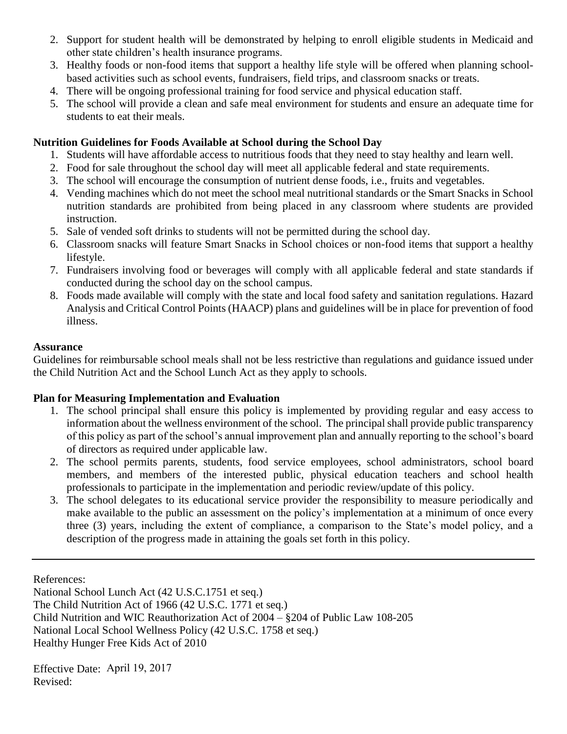2. Support for student health will be demonstrated by helping to enroll eligible students in Medicaid and other state children's health insurance programs.
3. Healthy foods or non-food items that support a healthy life style will be offered when planning school-based activities such as school events, fundraisers, field trips, and classroom snacks or treats.
4. There will be ongoing professional training for food service and physical education staff.
5. The school will provide a clean and safe meal environment for students and ensure an adequate time for students to eat their meals.

**Nutrition Guidelines for Foods Available at School during the School Day**

1. Students will have affordable access to nutritious foods that they need to stay healthy and learn well.
2. Food for sale throughout the school day will meet all applicable federal and state requirements.
3. The school will encourage the consumption of nutrient dense foods, i.e., fruits and vegetables.
4. Vending machines which do not meet the school meal nutritional standards or the Smart Snacks in School nutrition standards are prohibited from being placed in any classroom where students are provided instruction.
5. Sale of vended soft drinks to students will not be permitted during the school day.
6. Classroom snacks will feature Smart Snacks in School choices or non-food items that support a healthy lifestyle.
7. Fundraisers involving food or beverages will comply with all applicable federal and state standards if conducted during the school day on the school campus.
8. Foods made available will comply with the state and local food safety and sanitation regulations. Hazard Analysis and Critical Control Points (HAACP) plans and guidelines will be in place for prevention of food illness.

**Assurance**

Guidelines for reimbursable school meals shall not be less restrictive than regulations and guidance issued under the Child Nutrition Act and the School Lunch Act as they apply to schools.

**Plan for Measuring Implementation and Evaluation**

1. The school principal shall ensure this policy is implemented by providing regular and easy access to information about the wellness environment of the school. The principal shall provide public transparency of this policy as part of the school's annual improvement plan and annually reporting to the school's board of directors as required under applicable law.
2. The school permits parents, students, food service employees, school administrators, school board members, and members of the interested public, physical education teachers and school health professionals to participate in the implementation and periodic review/update of this policy.
3. The school delegates to its educational service provider the responsibility to measure periodically and make available to the public an assessment on the policy's implementation at a minimum of once every three (3) years, including the extent of compliance, a comparison to the State's model policy, and a description of the progress made in attaining the goals set forth in this policy.

---

References:
National School Lunch Act (42 U.S.C.1751 et seq.)
The Child Nutrition Act of 1966 (42 U.S.C. 1771 et seq.)
Child Nutrition and WIC Reauthorization Act of 2004 – §204 of Public Law 108-205
National Local School Wellness Policy (42 U.S.C. 1758 et seq.)
Healthy Hunger Free Kids Act of 2010

Effective Date: April 19, 2017
Revised: